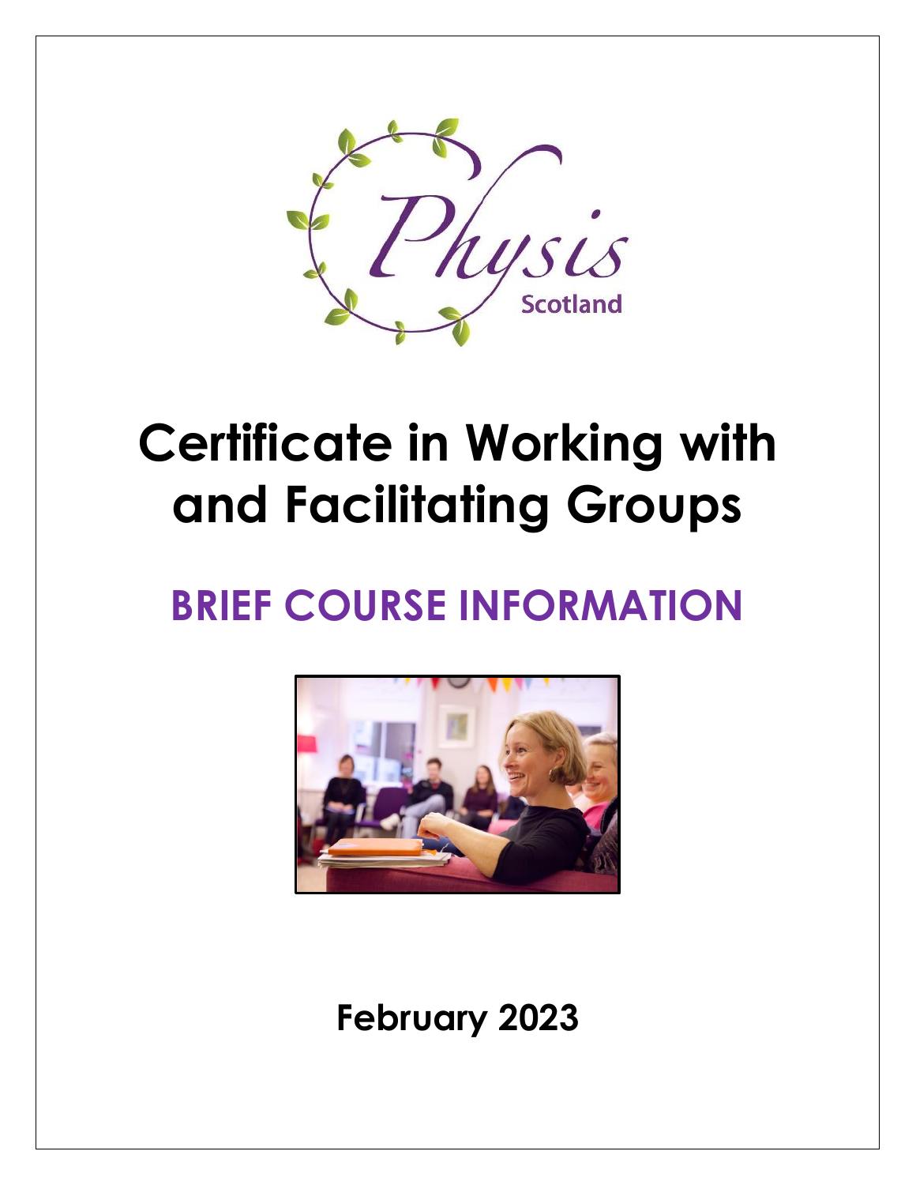Physis

Scotland

# Certificate in Working with and Facilitating Groups

## BRIEF COURSE INFORMATION

**February 2023**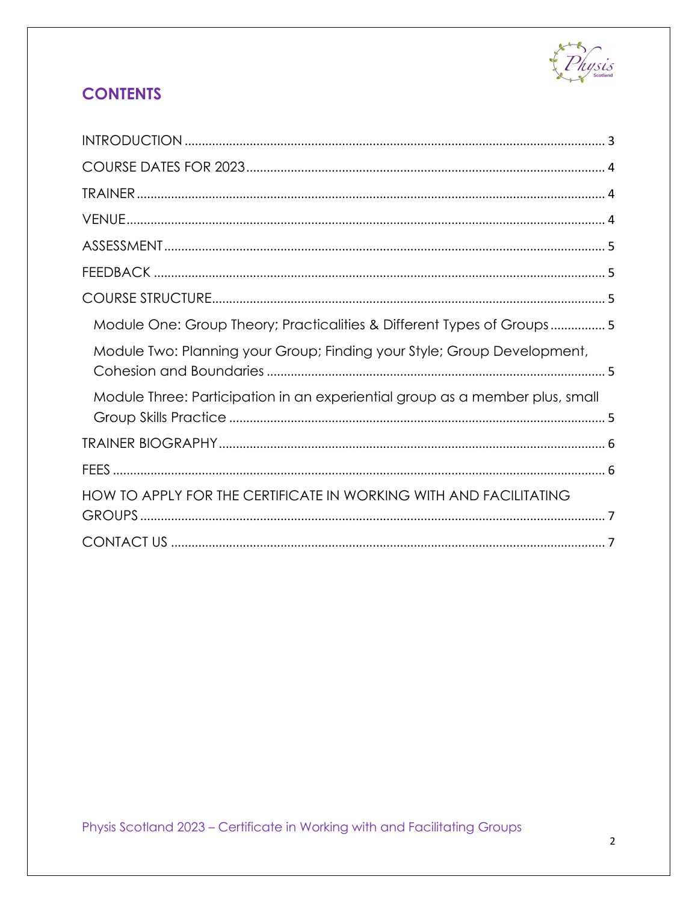## CONTENTS

INTRODUCTION ........ 3

COURSE DATES FOR 2023 ........ 4

TRAINER ........ 4

VENUE ........ 4

ASSESSMENT ........ 5

FEEDBACK ........ 5

COURSE STRUCTURE ........ 5

- Module One: Group Theory; Practicalities & Different Types of Groups ........ 5
- Module Two: Planning your Group; Finding your Style; Group Development, Cohesion and Boundaries ........ 5
- Module Three: Participation in an experiential group as a member plus, small Group Skills Practice ........ 5

TRAINER BIOGRAPHY ........ 6

FEES ........ 6

HOW TO APPLY FOR THE CERTIFICATE IN WORKING WITH AND FACILITATING GROUPS ........ 7

CONTACT US ........ 7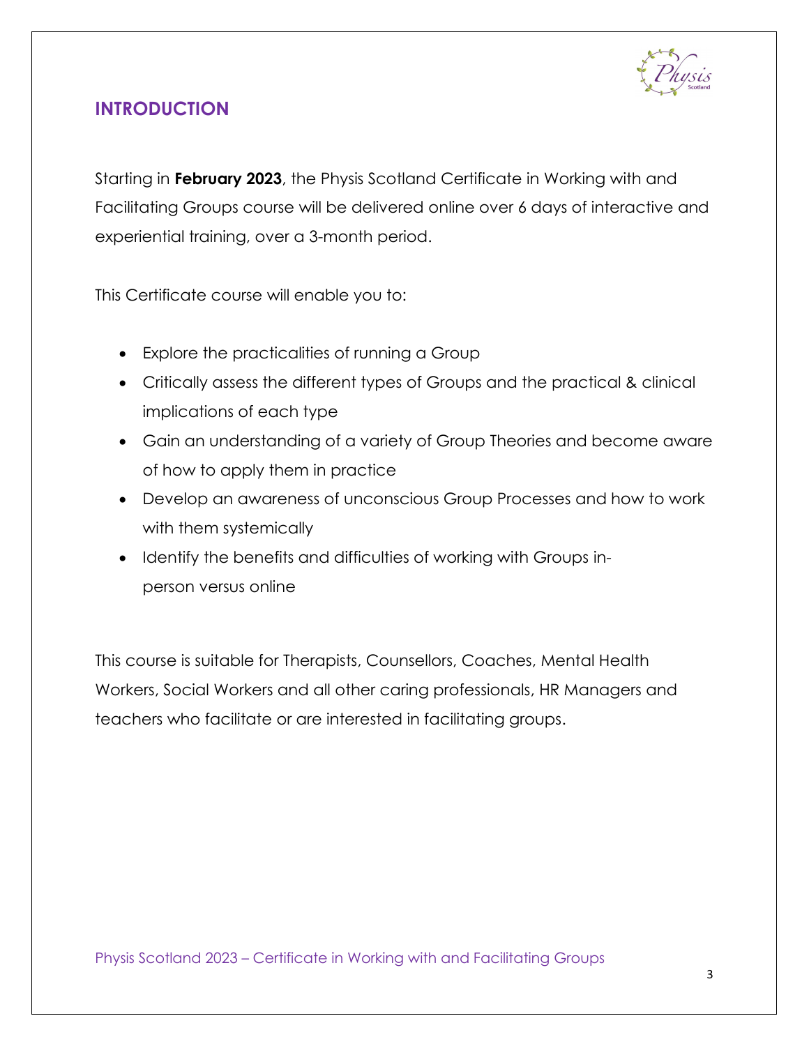## INTRODUCTION

Starting in **February 2023**, the Physis Scotland Certificate in Working with and Facilitating Groups course will be delivered online over 6 days of interactive and experiential training, over a 3-month period.

This Certificate course will enable you to:

- Explore the practicalities of running a Group
- Critically assess the different types of Groups and the practical & clinical implications of each type
- Gain an understanding of a variety of Group Theories and become aware of how to apply them in practice
- Develop an awareness of unconscious Group Processes and how to work with them systemically
- Identify the benefits and difficulties of working with Groups in-person versus online

This course is suitable for Therapists, Counsellors, Coaches, Mental Health Workers, Social Workers and all other caring professionals, HR Managers and teachers who facilitate or are interested in facilitating groups.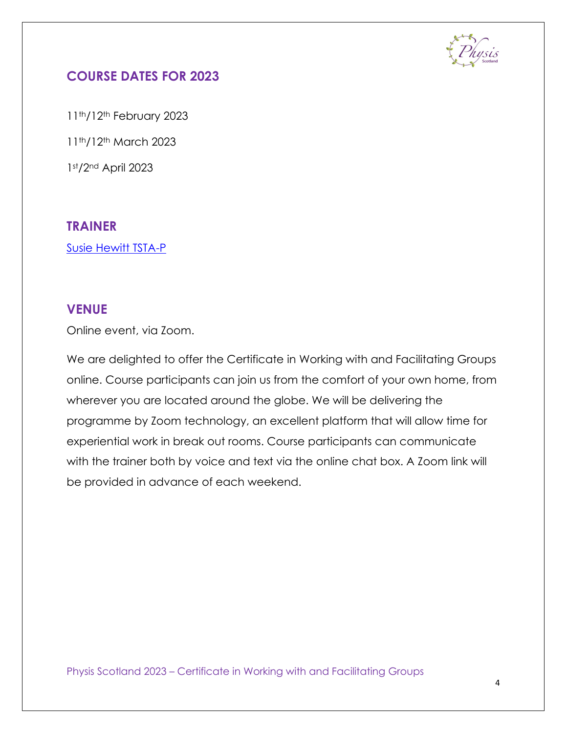## COURSE DATES FOR 2023

11th/12th February 2023

11th/12th March 2023

1st/2nd April 2023

## TRAINER

Susie Hewitt TSTA-P

## VENUE

Online event, via Zoom.

We are delighted to offer the Certificate in Working with and Facilitating Groups online. Course participants can join us from the comfort of your own home, from wherever you are located around the globe. We will be delivering the programme by Zoom technology, an excellent platform that will allow time for experiential work in break out rooms. Course participants can communicate with the trainer both by voice and text via the online chat box. A Zoom link will be provided in advance of each weekend.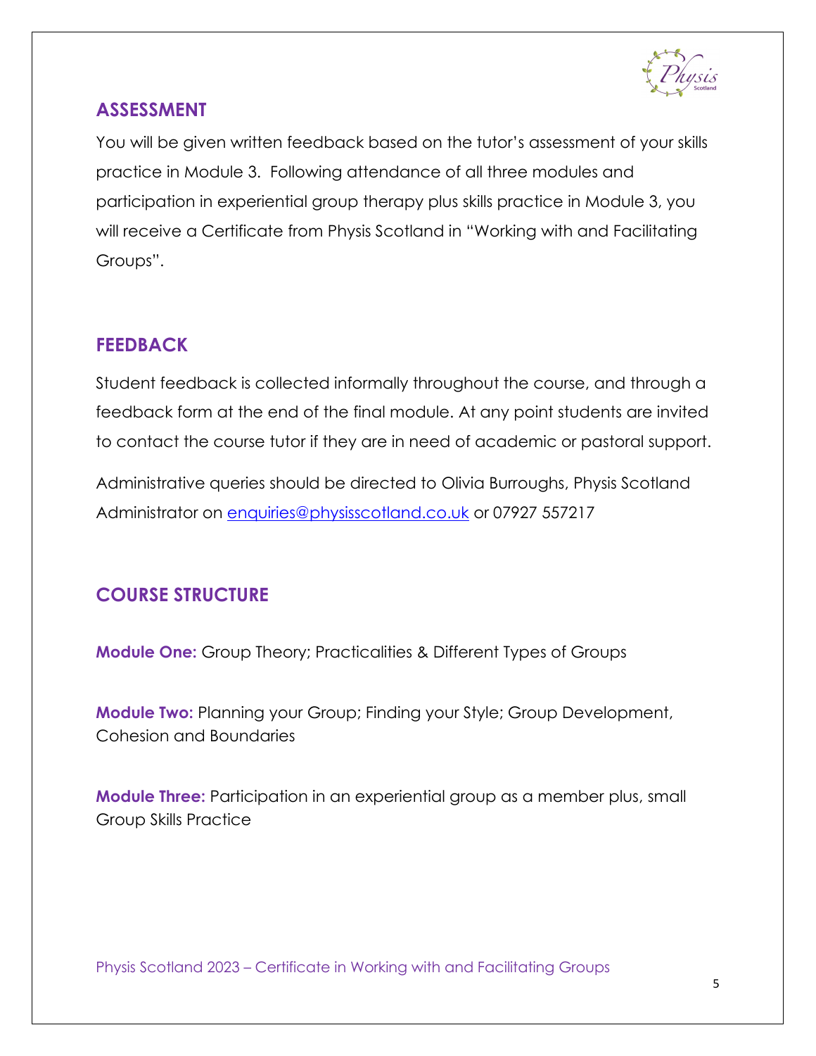## ASSESSMENT

You will be given written feedback based on the tutor's assessment of your skills practice in Module 3. Following attendance of all three modules and participation in experiential group therapy plus skills practice in Module 3, you will receive a Certificate from Physis Scotland in "Working with and Facilitating Groups".

## FEEDBACK

Student feedback is collected informally throughout the course, and through a feedback form at the end of the final module. At any point students are invited to contact the course tutor if they are in need of academic or pastoral support.

Administrative queries should be directed to Olivia Burroughs, Physis Scotland Administrator on enquiries@physisscotland.co.uk or 07927 557217

## COURSE STRUCTURE

**Module One:** Group Theory; Practicalities & Different Types of Groups

**Module Two:** Planning your Group; Finding your Style; Group Development, Cohesion and Boundaries

**Module Three:** Participation in an experiential group as a member plus, small Group Skills Practice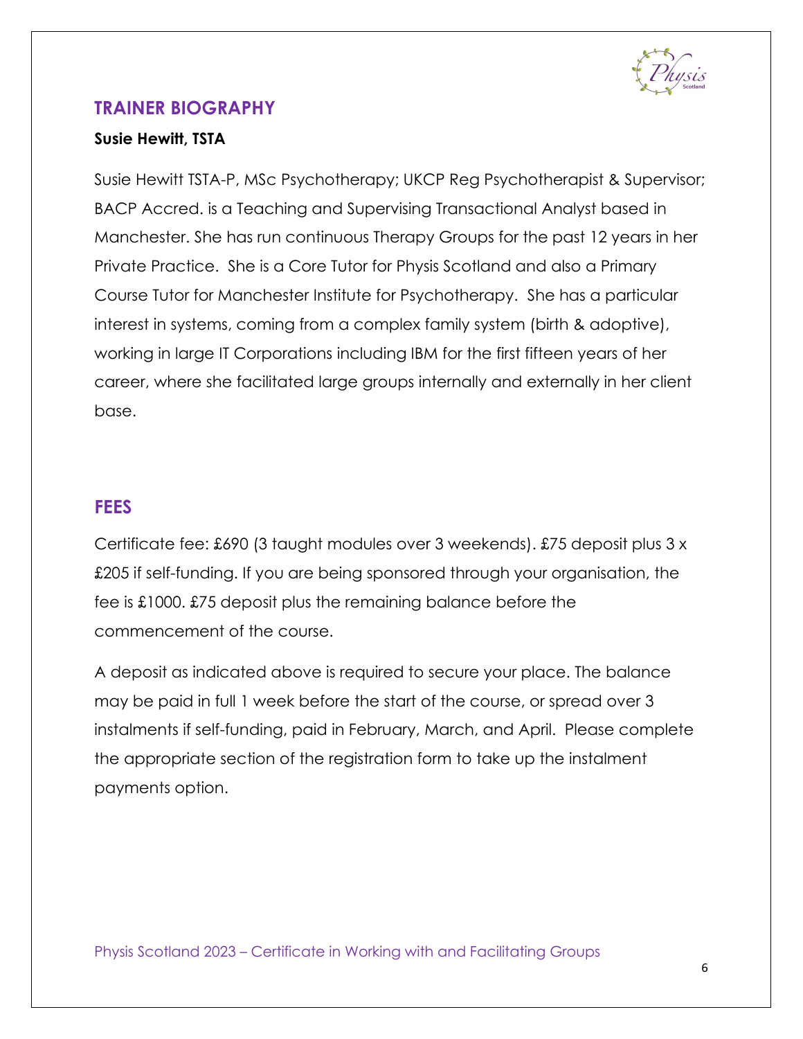## TRAINER BIOGRAPHY

**Susie Hewitt, TSTA**

Susie Hewitt TSTA-P, MSc Psychotherapy; UKCP Reg Psychotherapist & Supervisor; BACP Accred. is a Teaching and Supervising Transactional Analyst based in Manchester. She has run continuous Therapy Groups for the past 12 years in her Private Practice. She is a Core Tutor for Physis Scotland and also a Primary Course Tutor for Manchester Institute for Psychotherapy. She has a particular interest in systems, coming from a complex family system (birth & adoptive), working in large IT Corporations including IBM for the first fifteen years of her career, where she facilitated large groups internally and externally in her client base.

## FEES

Certificate fee: £690 (3 taught modules over 3 weekends). £75 deposit plus 3 x £205 if self-funding. If you are being sponsored through your organisation, the fee is £1000. £75 deposit plus the remaining balance before the commencement of the course.

A deposit as indicated above is required to secure your place. The balance may be paid in full 1 week before the start of the course, or spread over 3 instalments if self-funding, paid in February, March, and April. Please complete the appropriate section of the registration form to take up the instalment payments option.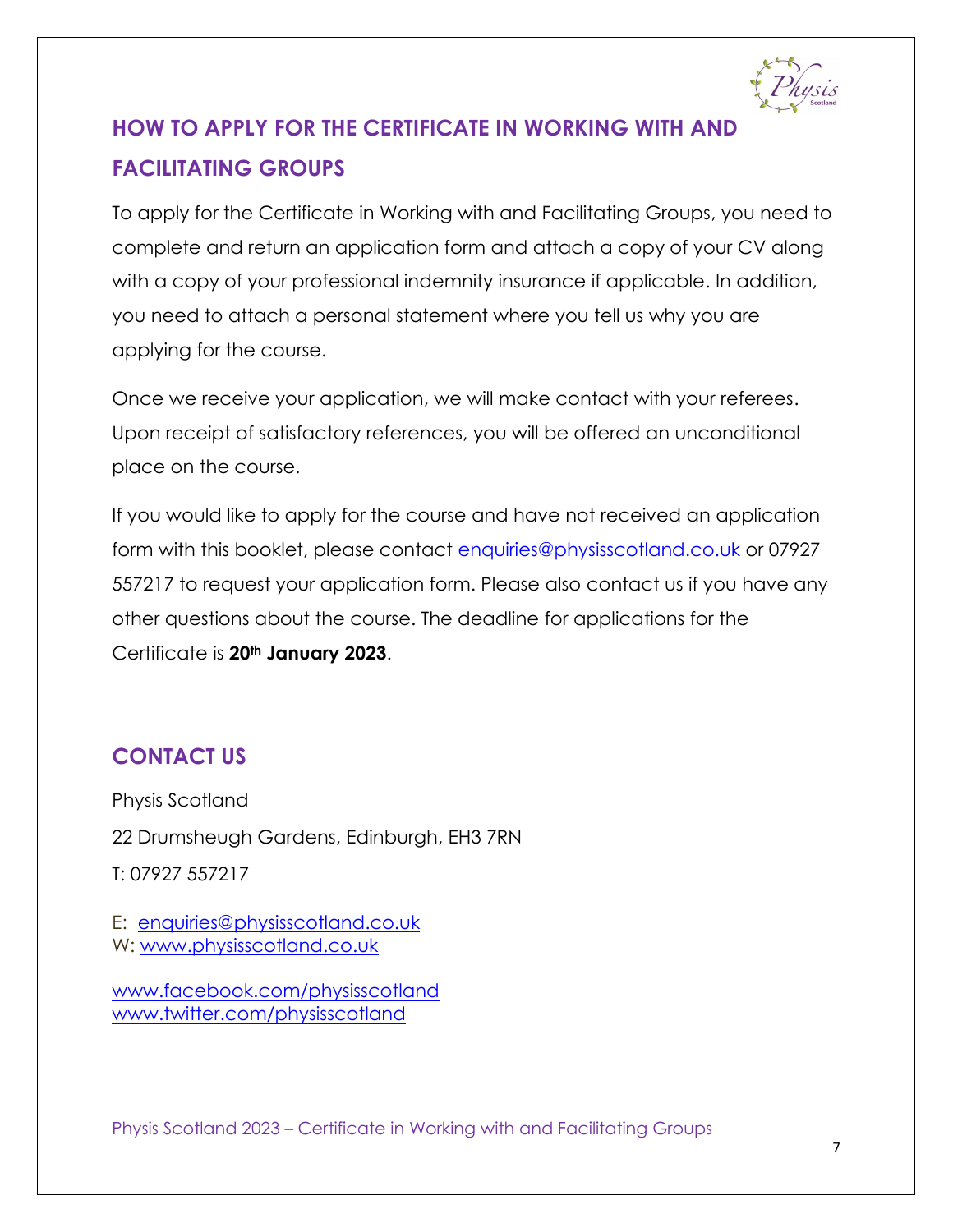## HOW TO APPLY FOR THE CERTIFICATE IN WORKING WITH AND FACILITATING GROUPS

To apply for the Certificate in Working with and Facilitating Groups, you need to complete and return an application form and attach a copy of your CV along with a copy of your professional indemnity insurance if applicable. In addition, you need to attach a personal statement where you tell us why you are applying for the course.

Once we receive your application, we will make contact with your referees. Upon receipt of satisfactory references, you will be offered an unconditional place on the course.

If you would like to apply for the course and have not received an application form with this booklet, please contact enquiries@physisscotland.co.uk or 07927 557217 to request your application form. Please also contact us if you have any other questions about the course. The deadline for applications for the Certificate is **20th January 2023**.

## CONTACT US

Physis Scotland

22 Drumsheugh Gardens, Edinburgh, EH3 7RN

T: 07927 557217

E: enquiries@physisscotland.co.uk
W: www.physisscotland.co.uk

www.facebook.com/physisscotland
www.twitter.com/physisscotland